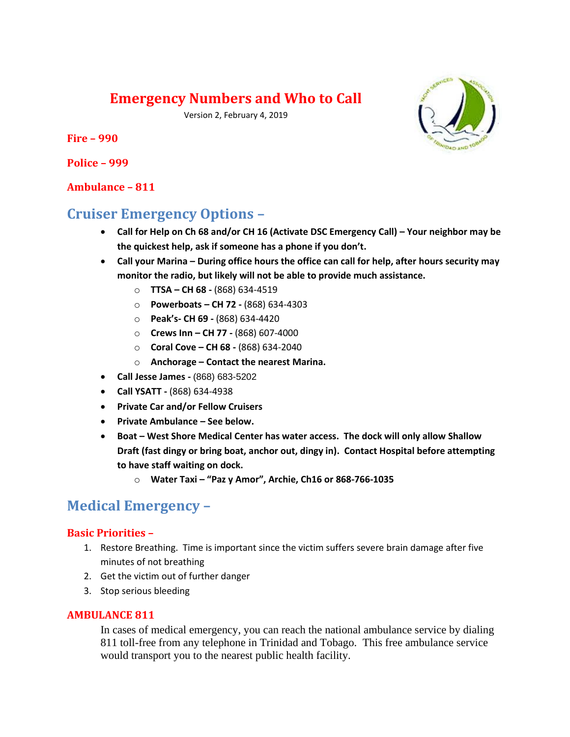# Emergency Numbers and Who to Call

Version 2, February 4, 2019

**Fire – 990**

**Police – 999**

**Ambulance – 811**

## Cruiser Emergency Options –

- **Call for Help on Ch 68 and/or CH 16 (Activate DSC Emergency Call) – Your neighbor may be the quickest help, ask if someone has a phone if you don't.**
- **Call your Marina – During office hours the office can call for help, after hours security may monitor the radio, but likely will not be able to provide much assistance.**
  - **TTSA – CH 68 -** (868) 634-4519
  - **Powerboats – CH 72 -** (868) 634-4303
  - **Peak's- CH 69 -** (868) 634-4420
  - **Crews Inn – CH 77 -** (868) 607-4000
  - **Coral Cove – CH 68 -** (868) 634-2040
  - **Anchorage – Contact the nearest Marina.**
- **Call Jesse James -** (868) 683-5202
- **Call YSATT -** (868) 634-4938
- **Private Car and/or Fellow Cruisers**
- **Private Ambulance – See below.**
- **Boat – West Shore Medical Center has water access. The dock will only allow Shallow Draft (fast dingy or bring boat, anchor out, dingy in). Contact Hospital before attempting to have staff waiting on dock.**
  - **Water Taxi – "Paz y Amor", Archie, Ch16 or 868-766-1035**

## Medical Emergency –

### Basic Priorities –

1. Restore Breathing. Time is important since the victim suffers severe brain damage after five minutes of not breathing
2. Get the victim out of further danger
3. Stop serious bleeding

### AMBULANCE 811

In cases of medical emergency, you can reach the national ambulance service by dialing 811 toll-free from any telephone in Trinidad and Tobago. This free ambulance service would transport you to the nearest public health facility.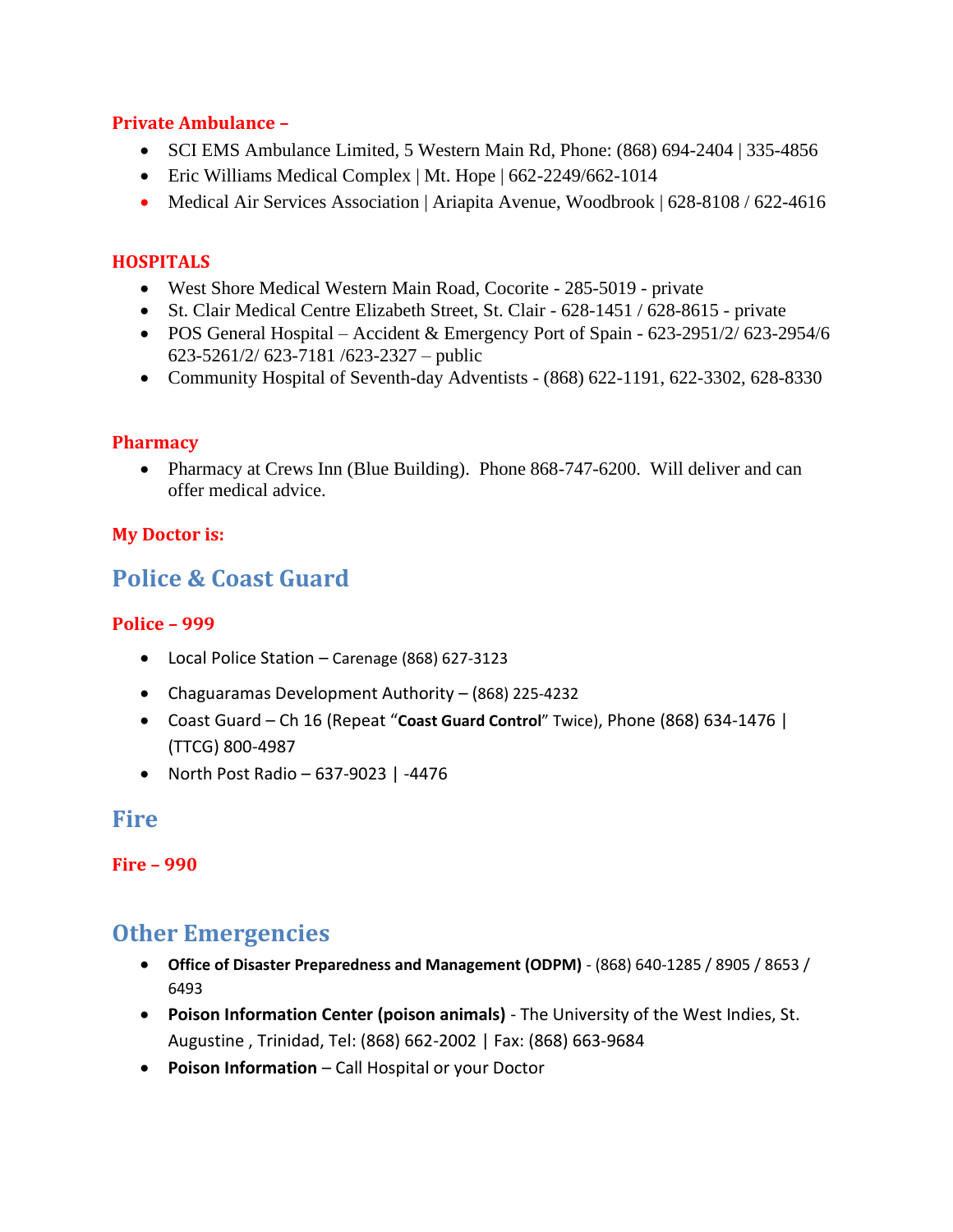### Private Ambulance –

- SCI EMS Ambulance Limited, 5 Western Main Rd, Phone: (868) 694-2404 | 335-4856
- Eric Williams Medical Complex | Mt. Hope | 662-2249/662-1014
- Medical Air Services Association | Ariapita Avenue, Woodbrook | 628-8108 / 622-4616

### HOSPITALS

- West Shore Medical Western Main Road, Cocorite - 285-5019 - private
- St. Clair Medical Centre Elizabeth Street, St. Clair - 628-1451 / 628-8615 - private
- POS General Hospital – Accident & Emergency Port of Spain - 623-2951/2/ 623-2954/6 623-5261/2/ 623-7181 /623-2327 – public
- Community Hospital of Seventh-day Adventists - (868) 622-1191, 622-3302, 628-8330

### Pharmacy

- Pharmacy at Crews Inn (Blue Building). Phone 868-747-6200. Will deliver and can offer medical advice.

### My Doctor is:

## Police & Coast Guard

### Police – 999

- Local Police Station – Carenage (868) 627-3123
- Chaguaramas Development Authority – (868) 225-4232
- Coast Guard – Ch 16 (Repeat "**Coast Guard Control**" Twice), Phone (868) 634-1476 | (TTCG) 800-4987
- North Post Radio – 637-9023 | -4476

## Fire

### Fire – 990

## Other Emergencies

- **Office of Disaster Preparedness and Management (ODPM)** - (868) 640-1285 / 8905 / 8653 / 6493
- **Poison Information Center (poison animals)** - The University of the West Indies, St. Augustine , Trinidad, Tel: (868) 662-2002 | Fax: (868) 663-9684
- **Poison Information** – Call Hospital or your Doctor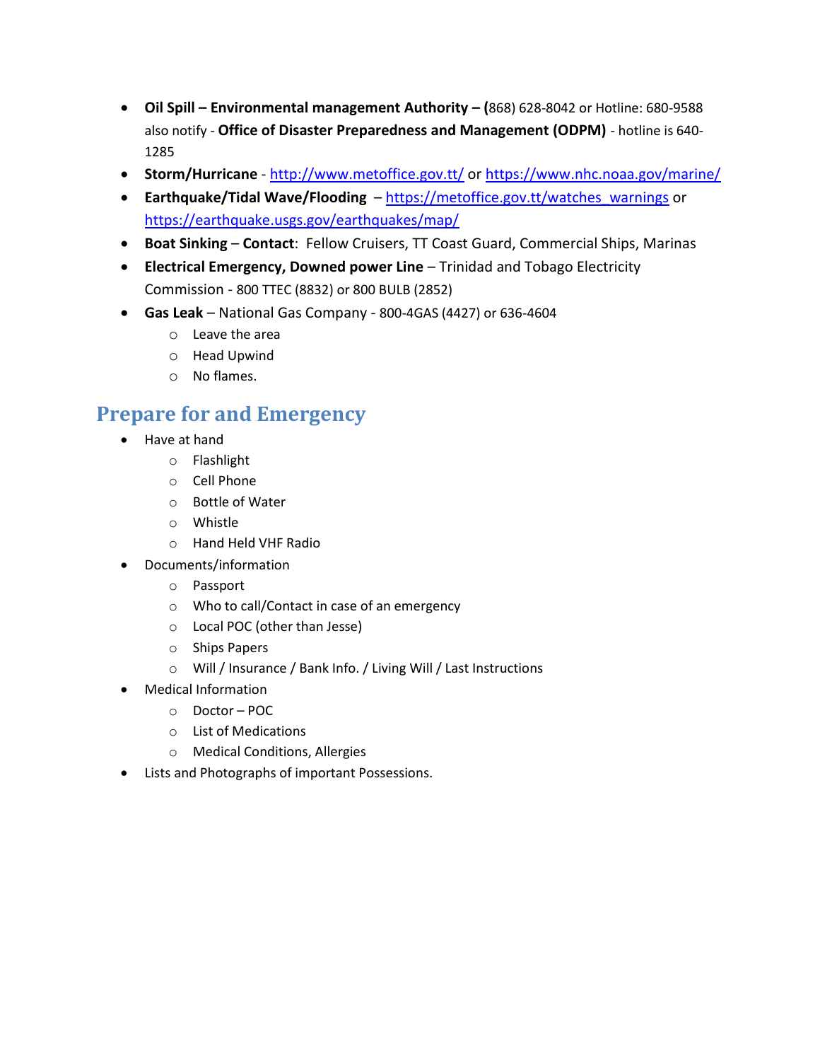- **Oil Spill – Environmental management Authority – (**868) 628-8042 or Hotline: 680-9588 also notify - **Office of Disaster Preparedness and Management (ODPM)** - hotline is 640-1285
- **Storm/Hurricane** - http://www.metoffice.gov.tt/ or https://www.nhc.noaa.gov/marine/
- **Earthquake/Tidal Wave/Flooding** – https://metoffice.gov.tt/watches_warnings or https://earthquake.usgs.gov/earthquakes/map/
- **Boat Sinking** – **Contact**: Fellow Cruisers, TT Coast Guard, Commercial Ships, Marinas
- **Electrical Emergency, Downed power Line** – Trinidad and Tobago Electricity Commission - 800 TTEC (8832) or 800 BULB (2852)
- **Gas Leak** – National Gas Company - 800-4GAS (4427) or 636-4604
  - Leave the area
  - Head Upwind
  - No flames.

## Prepare for and Emergency

- Have at hand
  - Flashlight
  - Cell Phone
  - Bottle of Water
  - Whistle
  - Hand Held VHF Radio
- Documents/information
  - Passport
  - Who to call/Contact in case of an emergency
  - Local POC (other than Jesse)
  - Ships Papers
  - Will / Insurance / Bank Info. / Living Will / Last Instructions
- Medical Information
  - Doctor – POC
  - List of Medications
  - Medical Conditions, Allergies
- Lists and Photographs of important Possessions.